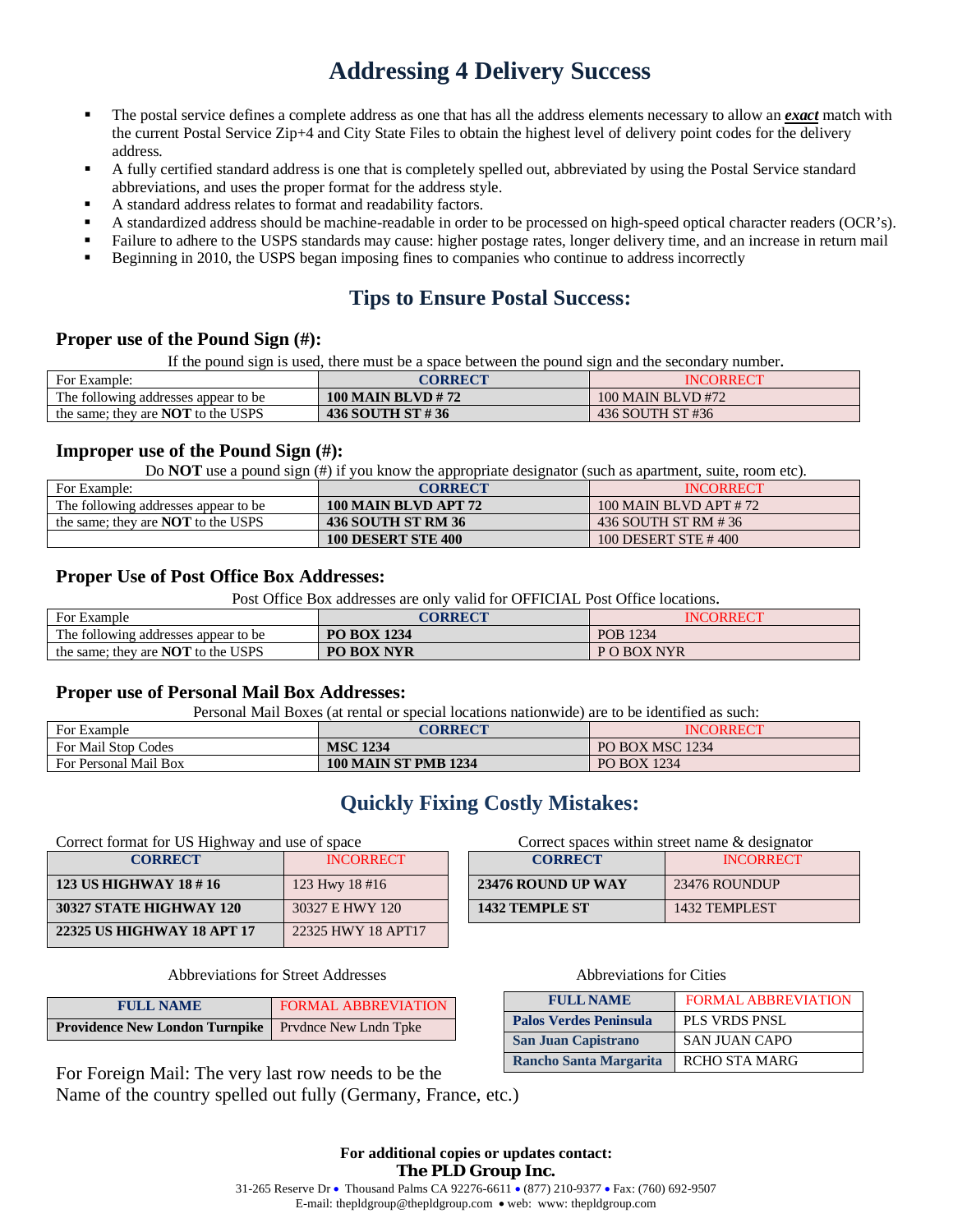# Addressing 4 Delivery Success

- The postal service defines a complete address as one that has all the address elements necessary to allow an ***exact*** match with the current Postal Service Zip+4 and City State Files to obtain the highest level of delivery point codes for the delivery address.
- A fully certified standard address is one that is completely spelled out, abbreviated by using the Postal Service standard abbreviations, and uses the proper format for the address style.
- A standard address relates to format and readability factors.
- A standardized address should be machine-readable in order to be processed on high-speed optical character readers (OCR's).
- Failure to adhere to the USPS standards may cause: higher postage rates, longer delivery time, and an increase in return mail
- Beginning in 2010, the USPS began imposing fines to companies who continue to address incorrectly

## Tips to Ensure Postal Success:

### Proper use of the Pound Sign (#):

If the pound sign is used, there must be a space between the pound sign and the secondary number.

| For Example: | CORRECT | INCORRECT |
|---|---|---|
| The following addresses appear to be | **100 MAIN BLVD # 72** | 100 MAIN BLVD #72 |
| the same; they are **NOT** to the USPS | **436 SOUTH ST # 36** | 436 SOUTH ST #36 |

### Improper use of the Pound Sign (#):

Do **NOT** use a pound sign (#) if you know the appropriate designator (such as apartment, suite, room etc).

| For Example: | CORRECT | INCORRECT |
|---|---|---|
| The following addresses appear to be | **100 MAIN BLVD APT 72** | 100 MAIN BLVD APT # 72 |
| the same; they are **NOT** to the USPS | **436 SOUTH ST RM 36** | 436 SOUTH ST RM # 36 |
| | **100 DESERT STE 400** | 100 DESERT STE # 400 |

### Proper Use of Post Office Box Addresses:

Post Office Box addresses are only valid for OFFICIAL Post Office locations.

| For Example | CORRECT | INCORRECT |
|---|---|---|
| The following addresses appear to be | **PO BOX 1234** | POB 1234 |
| the same; they are **NOT** to the USPS | **PO BOX NYR** | P O BOX NYR |

### Proper use of Personal Mail Box Addresses:

Personal Mail Boxes (at rental or special locations nationwide) are to be identified as such:

| For Example | CORRECT | INCORRECT |
|---|---|---|
| For Mail Stop Codes | **MSC 1234** | PO BOX MSC 1234 |
| For Personal Mail Box | **100 MAIN ST PMB 1234** | PO BOX 1234 |

## Quickly Fixing Costly Mistakes:

Correct format for US Highway and use of space

| CORRECT | INCORRECT |
|---|---|
| **123 US HIGHWAY 18 # 16** | 123 Hwy 18 #16 |
| **30327 STATE HIGHWAY 120** | 30327 E HWY 120 |
| **22325 US HIGHWAY 18 APT 17** | 22325 HWY 18 APT17 |

Correct spaces within street name & designator

| CORRECT | INCORRECT |
|---|---|
| **23476 ROUND UP WAY** | 23476 ROUNDUP |
| **1432 TEMPLE ST** | 1432 TEMPLEST |

Abbreviations for Street Addresses

| FULL NAME | FORMAL ABBREVIATION |
|---|---|
| **Providence New London Turnpike** | Prvdnce New Lndn Tpke |

Abbreviations for Cities

| FULL NAME | FORMAL ABBREVIATION |
|---|---|
| **Palos Verdes Peninsula** | PLS VRDS PNSL |
| **San Juan Capistrano** | SAN JUAN CAPO |
| **Rancho Santa Margarita** | RCHO STA MARG |

For Foreign Mail: The very last row needs to be the Name of the country spelled out fully (Germany, France, etc.)

**For additional copies or updates contact:**
**The PLD Group Inc.**
31-265 Reserve Dr • Thousand Palms CA 92276-6611 • (877) 210-9377 • Fax: (760) 692-9507
E-mail: thepldgroup@thepldgroup.com • web: www: thepldgroup.com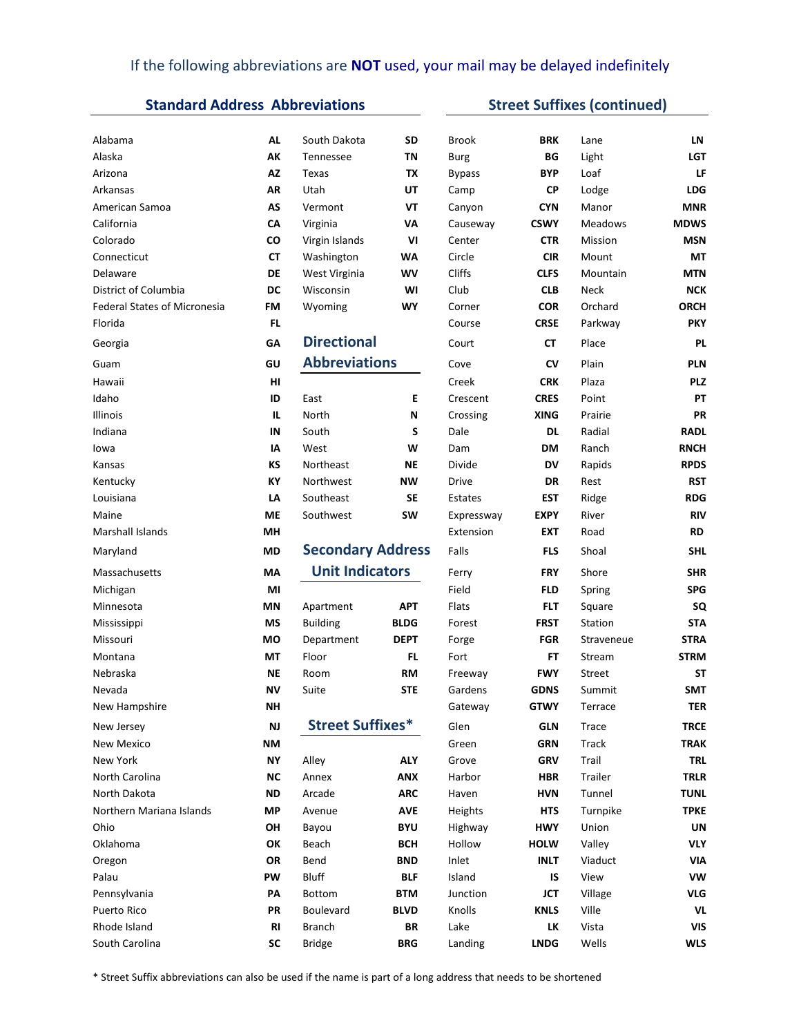If the following abbreviations are **NOT** used, your mail may be delayed indefinitely

## Standard Address Abbreviations

| | |
|---|---|
| Alabama | AL |
| Alaska | AK |
| Arizona | AZ |
| Arkansas | AR |
| American Samoa | AS |
| California | CA |
| Colorado | CO |
| Connecticut | CT |
| Delaware | DE |
| District of Columbia | DC |
| Federal States of Micronesia | FM |
| Florida | FL |
| Georgia | GA |
| Guam | GU |
| Hawaii | HI |
| Idaho | ID |
| Illinois | IL |
| Indiana | IN |
| Iowa | IA |
| Kansas | KS |
| Kentucky | KY |
| Louisiana | LA |
| Maine | ME |
| Marshall Islands | MH |
| Maryland | MD |
| Massachusetts | MA |
| Michigan | MI |
| Minnesota | MN |
| Mississippi | MS |
| Missouri | MO |
| Montana | MT |
| Nebraska | NE |
| Nevada | NV |
| New Hampshire | NH |
| New Jersey | NJ |
| New Mexico | NM |
| New York | NY |
| North Carolina | NC |
| North Dakota | ND |
| Northern Mariana Islands | MP |
| Ohio | OH |
| Oklahoma | OK |
| Oregon | OR |
| Palau | PW |
| Pennsylvania | PA |
| Puerto Rico | PR |
| Rhode Island | RI |
| South Carolina | SC |
| South Dakota | SD |
| Tennessee | TN |
| Texas | TX |
| Utah | UT |
| Vermont | VT |
| Virginia | VA |
| Virgin Islands | VI |
| Washington | WA |
| West Virginia | WV |
| Wisconsin | WI |
| Wyoming | WY |

## Directional Abbreviations

| | |
|---|---|
| East | E |
| North | N |
| South | S |
| West | W |
| Northeast | NE |
| Northwest | NW |
| Southeast | SE |
| Southwest | SW |

## Secondary Address Unit Indicators

| | |
|---|---|
| Apartment | APT |
| Building | BLDG |
| Department | DEPT |
| Floor | FL |
| Room | RM |
| Suite | STE |

## Street Suffixes*

| | |
|---|---|
| Alley | ALY |
| Annex | ANX |
| Arcade | ARC |
| Avenue | AVE |
| Bayou | BYU |
| Beach | BCH |
| Bend | BND |
| Bluff | BLF |
| Bottom | BTM |
| Boulevard | BLVD |
| Branch | BR |
| Bridge | BRG |

## Street Suffixes (continued)

| | |
|---|---|
| Brook | BRK |
| Burg | BG |
| Bypass | BYP |
| Camp | CP |
| Canyon | CYN |
| Causeway | CSWY |
| Center | CTR |
| Circle | CIR |
| Cliffs | CLFS |
| Club | CLB |
| Corner | COR |
| Course | CRSE |
| Court | CT |
| Cove | CV |
| Creek | CRK |
| Crescent | CRES |
| Crossing | XING |
| Dale | DL |
| Dam | DM |
| Divide | DV |
| Drive | DR |
| Estates | EST |
| Expressway | EXPY |
| Extension | EXT |
| Falls | FLS |
| Ferry | FRY |
| Field | FLD |
| Flats | FLT |
| Forest | FRST |
| Forge | FGR |
| Fort | FT |
| Freeway | FWY |
| Gardens | GDNS |
| Gateway | GTWY |
| Glen | GLN |
| Green | GRN |
| Grove | GRV |
| Harbor | HBR |
| Haven | HVN |
| Heights | HTS |
| Highway | HWY |
| Hollow | HOLW |
| Inlet | INLT |
| Island | IS |
| Junction | JCT |
| Knolls | KNLS |
| Lake | LK |
| Landing | LNDG |
| Lane | LN |
| Light | LGT |
| Loaf | LF |
| Lodge | LDG |
| Manor | MNR |
| Meadows | MDWS |
| Mission | MSN |
| Mount | MT |
| Mountain | MTN |
| Neck | NCK |
| Orchard | ORCH |
| Parkway | PKY |
| Place | PL |
| Plain | PLN |
| Plaza | PLZ |
| Point | PT |
| Prairie | PR |
| Radial | RADL |
| Ranch | RNCH |
| Rapids | RPDS |
| Rest | RST |
| Ridge | RDG |
| River | RIV |
| Road | RD |
| Shoal | SHL |
| Shore | SHR |
| Spring | SPG |
| Square | SQ |
| Station | STA |
| Straveneue | STRA |
| Stream | STRM |
| Street | ST |
| Summit | SMT |
| Terrace | TER |
| Trace | TRCE |
| Track | TRAK |
| Trail | TRL |
| Trailer | TRLR |
| Tunnel | TUNL |
| Turnpike | TPKE |
| Union | UN |
| Valley | VLY |
| Viaduct | VIA |
| View | VW |
| Village | VLG |
| Ville | VL |
| Vista | VIS |
| Wells | WLS |

* Street Suffix abbreviations can also be used if the name is part of a long address that needs to be shortened